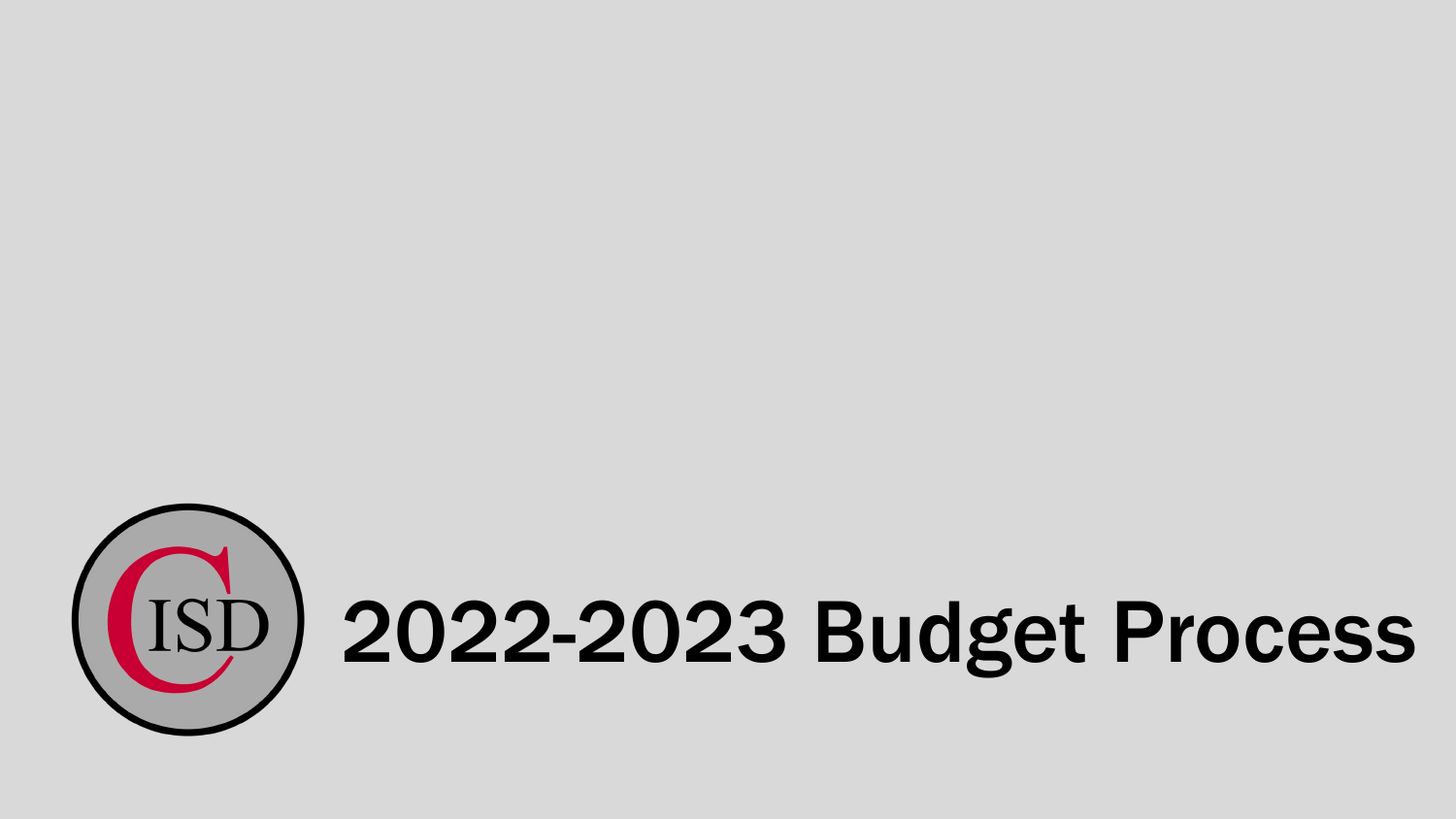# 2022-2023 Budget Process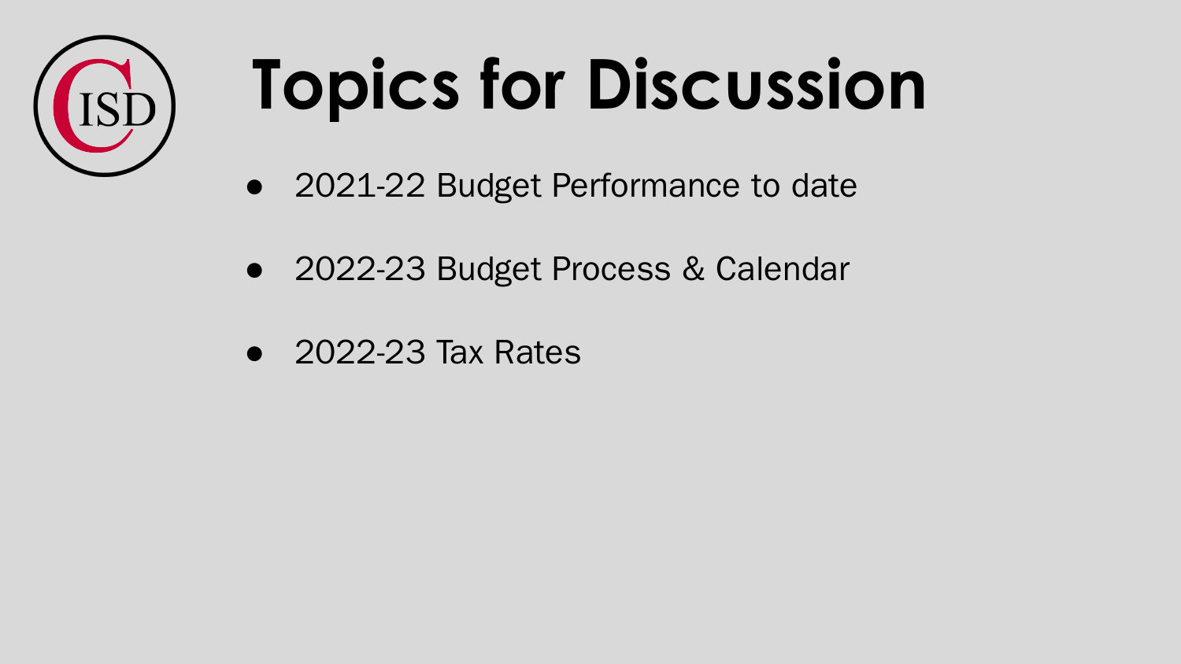# Topics for Discussion

- 2021-22 Budget Performance to date
- 2022-23 Budget Process & Calendar
- 2022-23 Tax Rates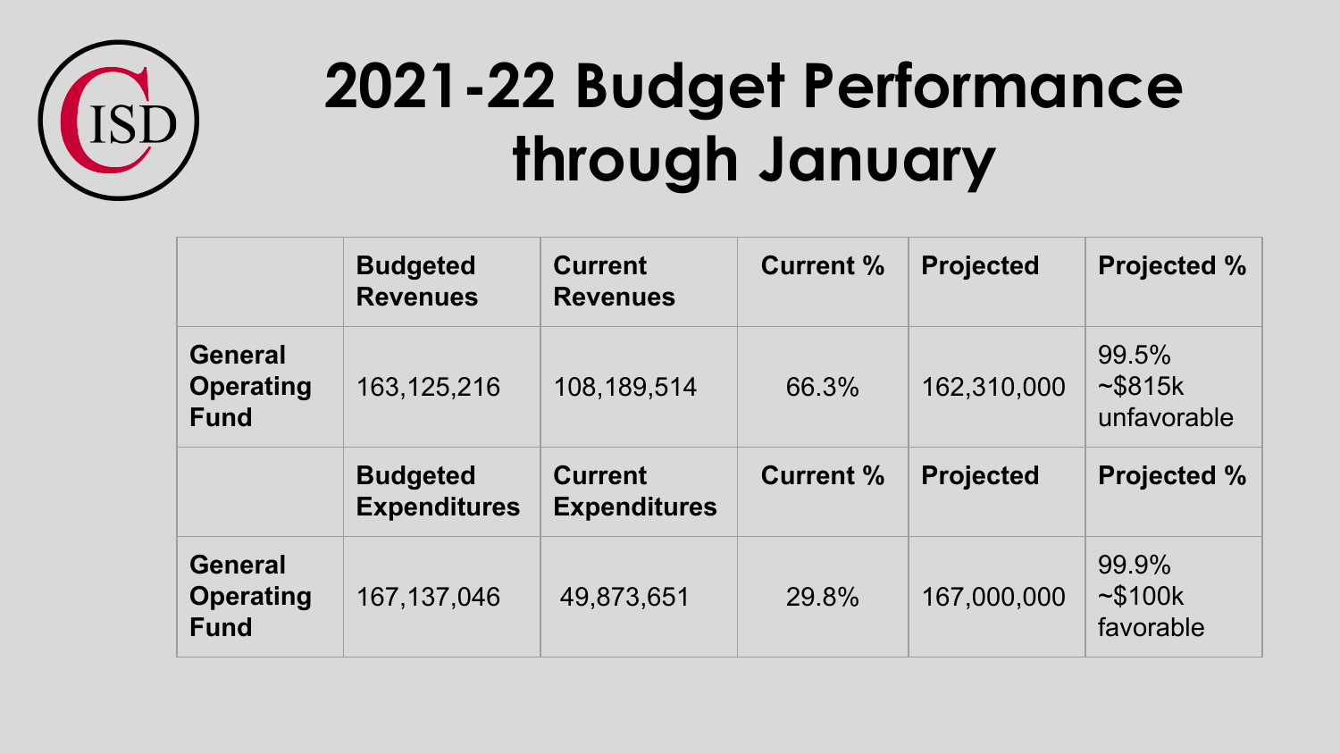# 2021-22 Budget Performance through January

| | Budgeted Revenues | Current Revenues | Current % | Projected | Projected % |
|---|---|---|---|---|---|
| **General Operating Fund** | 163,125,216 | 108,189,514 | 66.3% | 162,310,000 | 99.5% ~$815k unfavorable |
| | **Budgeted Expenditures** | **Current Expenditures** | **Current %** | **Projected** | **Projected %** |
| **General Operating Fund** | 167,137,046 | 49,873,651 | 29.8% | 167,000,000 | 99.9% ~$100k favorable |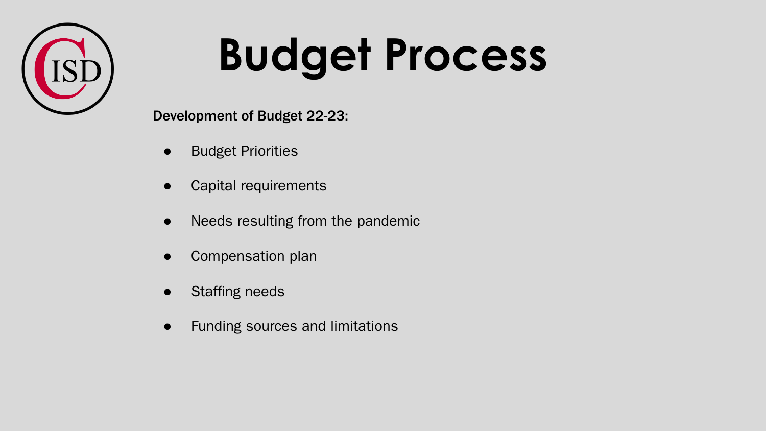# Budget Process

**Development of Budget 22-23:**

- Budget Priorities
- Capital requirements
- Needs resulting from the pandemic
- Compensation plan
- Staffing needs
- Funding sources and limitations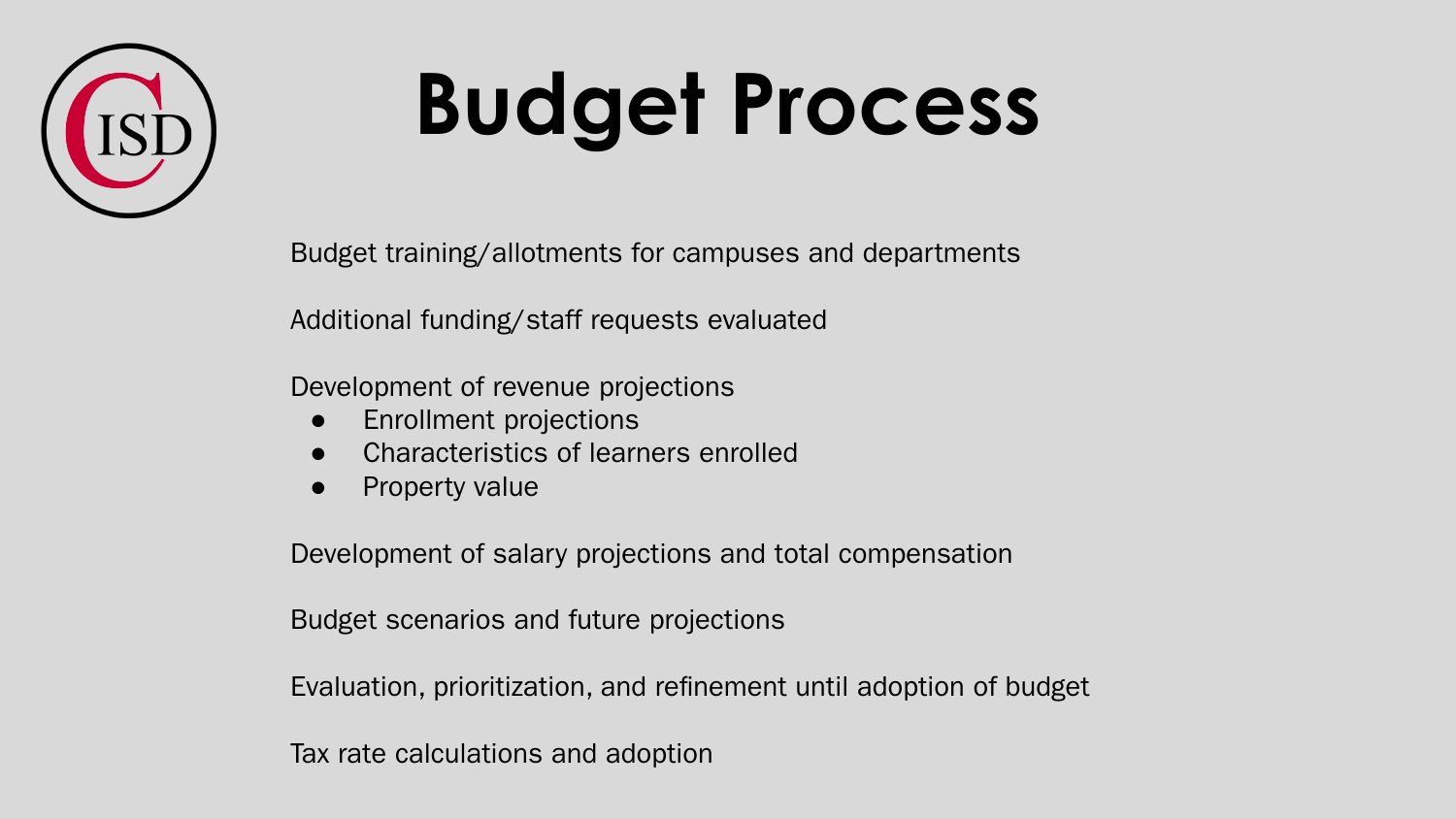# Budget Process

Budget training/allotments for campuses and departments

Additional funding/staff requests evaluated

Development of revenue projections

- Enrollment projections
- Characteristics of learners enrolled
- Property value

Development of salary projections and total compensation

Budget scenarios and future projections

Evaluation, prioritization, and refinement until adoption of budget

Tax rate calculations and adoption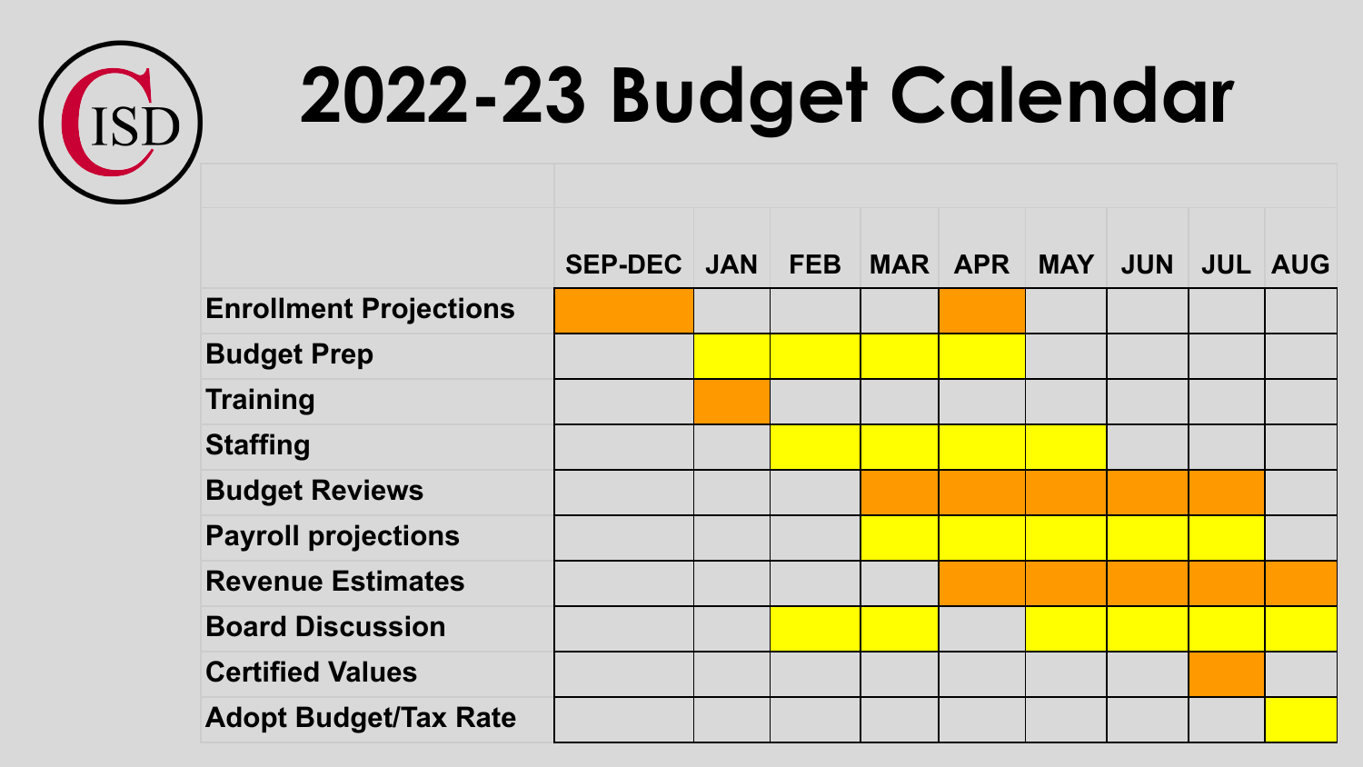# 2022-23 Budget Calendar

| | SEP-DEC | JAN | FEB | MAR | APR | MAY | JUN | JUL | AUG |
|---|---|---|---|---|---|---|---|---|---|
| **Enrollment Projections** | ■ | | | | ■ | | | | |
| **Budget Prep** | | ■ | ■ | ■ | ■ | | | | |
| **Training** | | ■ | | | | | | | |
| **Staffing** | | | ■ | ■ | ■ | ■ | | | |
| **Budget Reviews** | | | | ■ | ■ | ■ | ■ | ■ | |
| **Payroll projections** | | | | ■ | ■ | ■ | ■ | ■ | |
| **Revenue Estimates** | | | | | ■ | ■ | ■ | ■ | ■ |
| **Board Discussion** | | | ■ | ■ | | ■ | ■ | ■ | ■ |
| **Certified Values** | | | | | | | | ■ | |
| **Adopt Budget/Tax Rate** | | | | | | | | | ■ |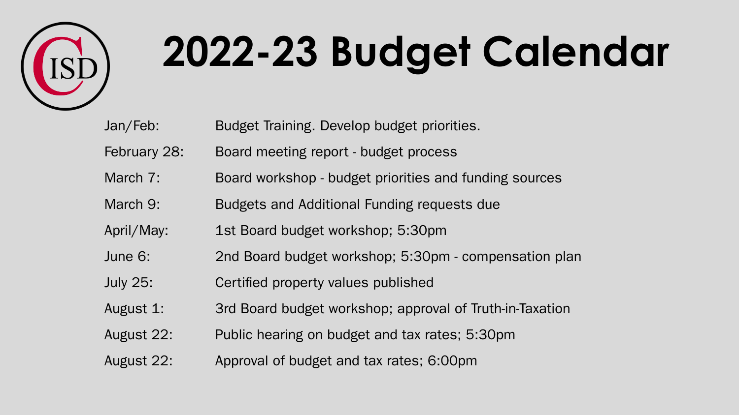# 2022-23 Budget Calendar

| | |
|---|---|
| Jan/Feb: | Budget Training. Develop budget priorities. |
| February 28: | Board meeting report - budget process |
| March 7: | Board workshop - budget priorities and funding sources |
| March 9: | Budgets and Additional Funding requests due |
| April/May: | 1st Board budget workshop; 5:30pm |
| June 6: | 2nd Board budget workshop; 5:30pm - compensation plan |
| July 25: | Certified property values published |
| August 1: | 3rd Board budget workshop; approval of Truth-in-Taxation |
| August 22: | Public hearing on budget and tax rates; 5:30pm |
| August 22: | Approval of budget and tax rates; 6:00pm |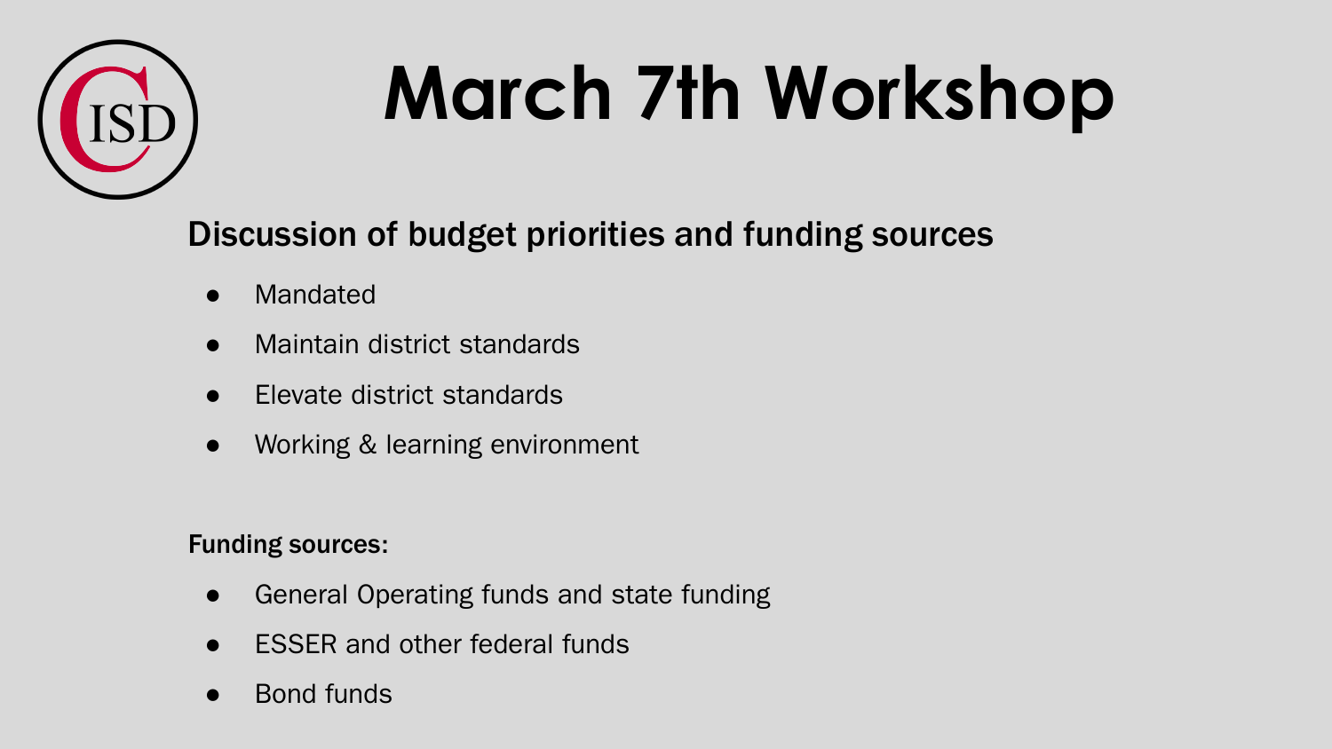# March 7th Workshop

## Discussion of budget priorities and funding sources

- Mandated
- Maintain district standards
- Elevate district standards
- Working & learning environment

**Funding sources:**

- General Operating funds and state funding
- ESSER and other federal funds
- Bond funds